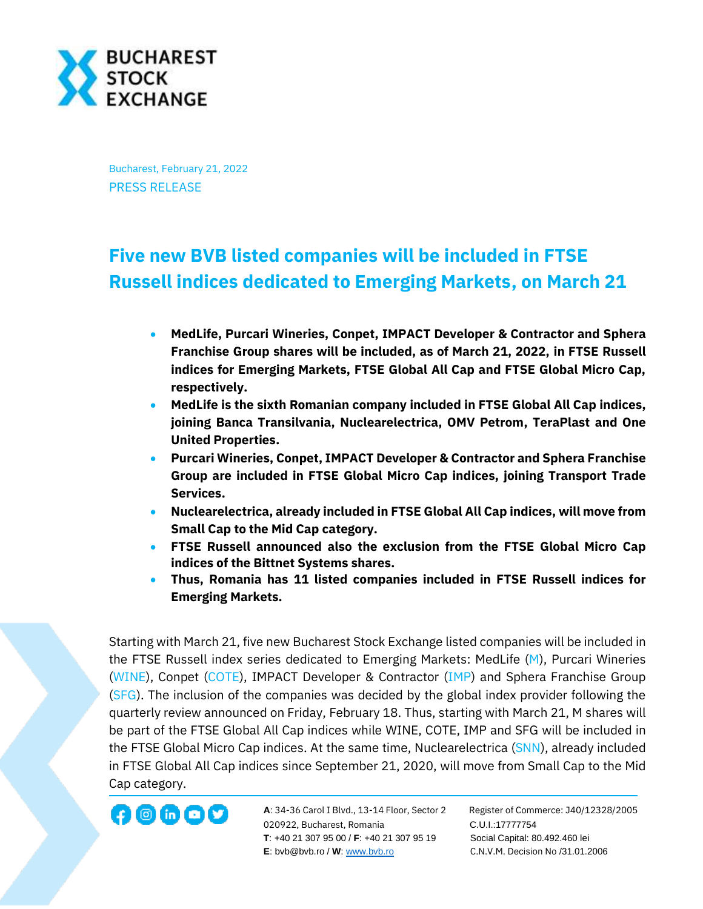Bucharest, February 21, 2022

PRESS RELEASE

# Five new BVB listed companies will be included in FTSE Russell indices dedicated to Emerging Markets, on March 21

- **MedLife, Purcari Wineries, Conpet, IMPACT Developer & Contractor and Sphera Franchise Group shares will be included, as of March 21, 2022, in FTSE Russell indices for Emerging Markets, FTSE Global All Cap and FTSE Global Micro Cap, respectively.**
- **MedLife is the sixth Romanian company included in FTSE Global All Cap indices, joining Banca Transilvania, Nuclearelectrica, OMV Petrom, TeraPlast and One United Properties.**
- **Purcari Wineries, Conpet, IMPACT Developer & Contractor and Sphera Franchise Group are included in FTSE Global Micro Cap indices, joining Transport Trade Services.**
- **Nuclearelectrica, already included in FTSE Global All Cap indices, will move from Small Cap to the Mid Cap category.**
- **FTSE Russell announced also the exclusion from the FTSE Global Micro Cap indices of the Bittnet Systems shares.**
- **Thus, Romania has 11 listed companies included in FTSE Russell indices for Emerging Markets.**

Starting with March 21, five new Bucharest Stock Exchange listed companies will be included in the FTSE Russell index series dedicated to Emerging Markets: MedLife (M), Purcari Wineries (WINE), Conpet (COTE), IMPACT Developer & Contractor (IMP) and Sphera Franchise Group (SFG). The inclusion of the companies was decided by the global index provider following the quarterly review announced on Friday, February 18. Thus, starting with March 21, M shares will be part of the FTSE Global All Cap indices while WINE, COTE, IMP and SFG will be included in the FTSE Global Micro Cap indices. At the same time, Nuclearelectrica (SNN), already included in FTSE Global All Cap indices since September 21, 2020, will move from Small Cap to the Mid Cap category.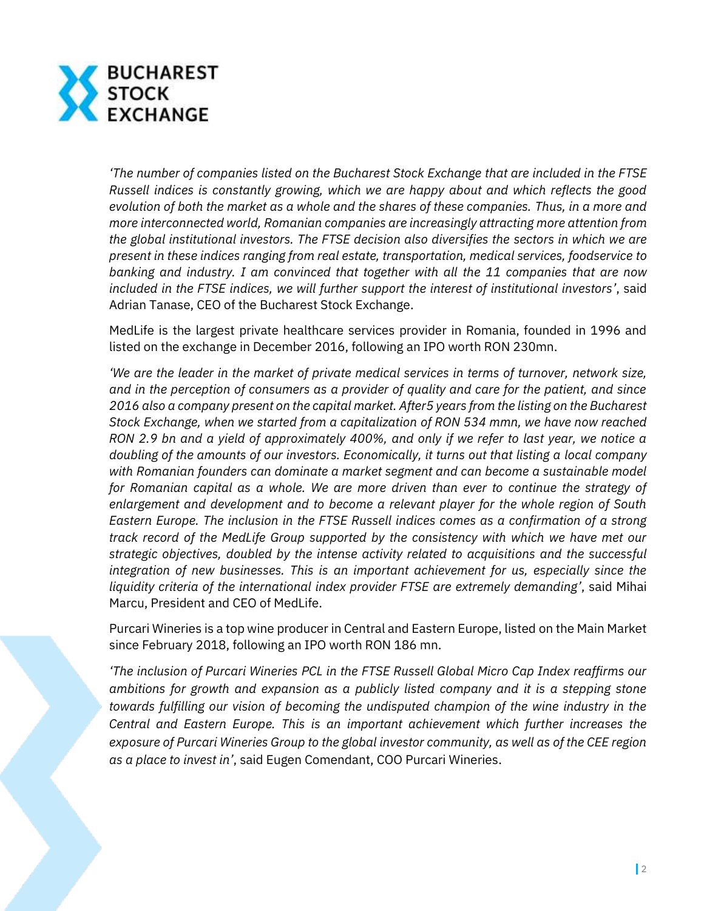*'The number of companies listed on the Bucharest Stock Exchange that are included in the FTSE Russell indices is constantly growing, which we are happy about and which reflects the good evolution of both the market as a whole and the shares of these companies. Thus, in a more and more interconnected world, Romanian companies are increasingly attracting more attention from the global institutional investors. The FTSE decision also diversifies the sectors in which we are present in these indices ranging from real estate, transportation, medical services, foodservice to banking and industry. I am convinced that together with all the 11 companies that are now included in the FTSE indices, we will further support the interest of institutional investors'*, said Adrian Tanase, CEO of the Bucharest Stock Exchange.

MedLife is the largest private healthcare services provider in Romania, founded in 1996 and listed on the exchange in December 2016, following an IPO worth RON 230mn.

*'We are the leader in the market of private medical services in terms of turnover, network size, and in the perception of consumers as a provider of quality and care for the patient, and since 2016 also a company present on the capital market. After5 years from the listing on the Bucharest Stock Exchange, when we started from a capitalization of RON 534 mmn, we have now reached RON 2.9 bn and a yield of approximately 400%, and only if we refer to last year, we notice a doubling of the amounts of our investors. Economically, it turns out that listing a local company with Romanian founders can dominate a market segment and can become a sustainable model for Romanian capital as a whole. We are more driven than ever to continue the strategy of enlargement and development and to become a relevant player for the whole region of South Eastern Europe. The inclusion in the FTSE Russell indices comes as a confirmation of a strong track record of the MedLife Group supported by the consistency with which we have met our strategic objectives, doubled by the intense activity related to acquisitions and the successful integration of new businesses. This is an important achievement for us, especially since the liquidity criteria of the international index provider FTSE are extremely demanding'*, said Mihai Marcu, President and CEO of MedLife.

Purcari Wineries is a top wine producer in Central and Eastern Europe, listed on the Main Market since February 2018, following an IPO worth RON 186 mn.

*'The inclusion of Purcari Wineries PCL in the FTSE Russell Global Micro Cap Index reaffirms our ambitions for growth and expansion as a publicly listed company and it is a stepping stone towards fulfilling our vision of becoming the undisputed champion of the wine industry in the Central and Eastern Europe. This is an important achievement which further increases the exposure of Purcari Wineries Group to the global investor community, as well as of the CEE region as a place to invest in'*, said Eugen Comendant, COO Purcari Wineries.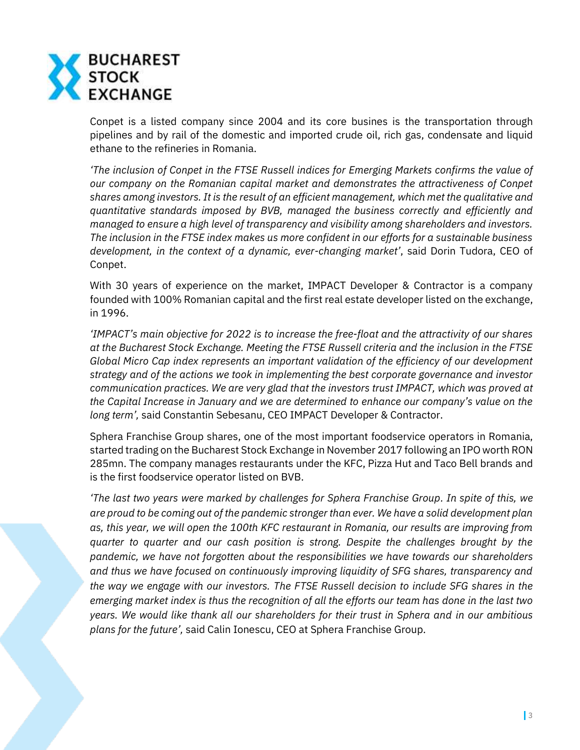Conpet is a listed company since 2004 and its core busines is the transportation through pipelines and by rail of the domestic and imported crude oil, rich gas, condensate and liquid ethane to the refineries in Romania.

*'The inclusion of Conpet in the FTSE Russell indices for Emerging Markets confirms the value of our company on the Romanian capital market and demonstrates the attractiveness of Conpet shares among investors. It is the result of an efficient management, which met the qualitative and quantitative standards imposed by BVB, managed the business correctly and efficiently and managed to ensure a high level of transparency and visibility among shareholders and investors. The inclusion in the FTSE index makes us more confident in our efforts for a sustainable business development, in the context of a dynamic, ever-changing market'*, said Dorin Tudora, CEO of Conpet.

With 30 years of experience on the market, IMPACT Developer & Contractor is a company founded with 100% Romanian capital and the first real estate developer listed on the exchange, in 1996.

*'IMPACT's main objective for 2022 is to increase the free-float and the attractivity of our shares at the Bucharest Stock Exchange. Meeting the FTSE Russell criteria and the inclusion in the FTSE Global Micro Cap index represents an important validation of the efficiency of our development strategy and of the actions we took in implementing the best corporate governance and investor communication practices. We are very glad that the investors trust IMPACT, which was proved at the Capital Increase in January and we are determined to enhance our company's value on the long term',* said Constantin Sebesanu, CEO IMPACT Developer & Contractor.

Sphera Franchise Group shares, one of the most important foodservice operators in Romania, started trading on the Bucharest Stock Exchange in November 2017 following an IPO worth RON 285mn. The company manages restaurants under the KFC, Pizza Hut and Taco Bell brands and is the first foodservice operator listed on BVB.

*'The last two years were marked by challenges for Sphera Franchise Group. In spite of this, we are proud to be coming out of the pandemic stronger than ever. We have a solid development plan as, this year, we will open the 100th KFC restaurant in Romania, our results are improving from quarter to quarter and our cash position is strong. Despite the challenges brought by the pandemic, we have not forgotten about the responsibilities we have towards our shareholders and thus we have focused on continuously improving liquidity of SFG shares, transparency and the way we engage with our investors. The FTSE Russell decision to include SFG shares in the emerging market index is thus the recognition of all the efforts our team has done in the last two years. We would like thank all our shareholders for their trust in Sphera and in our ambitious plans for the future',* said Calin Ionescu, CEO at Sphera Franchise Group.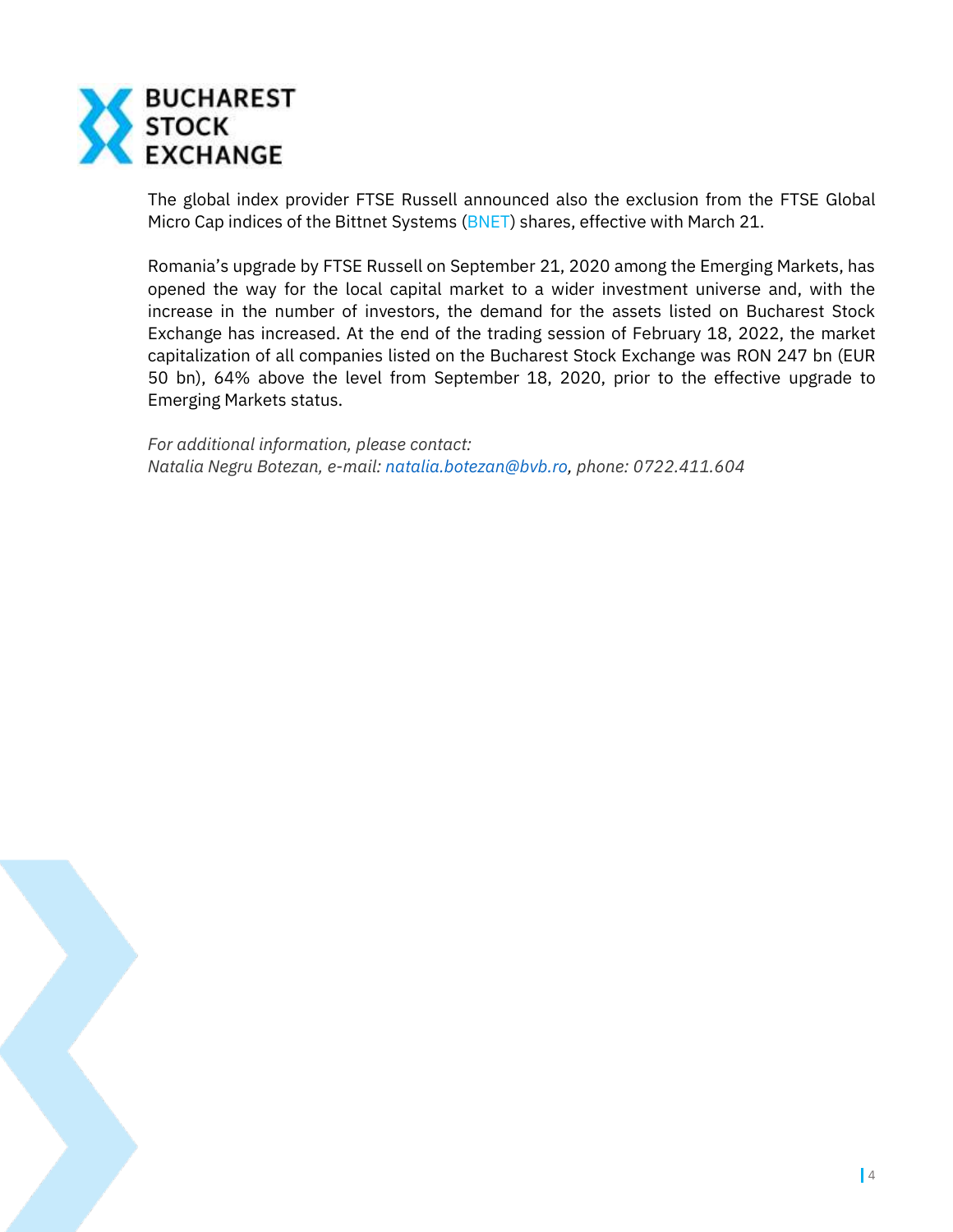The global index provider FTSE Russell announced also the exclusion from the FTSE Global Micro Cap indices of the Bittnet Systems (BNET) shares, effective with March 21.

Romania's upgrade by FTSE Russell on September 21, 2020 among the Emerging Markets, has opened the way for the local capital market to a wider investment universe and, with the increase in the number of investors, the demand for the assets listed on Bucharest Stock Exchange has increased. At the end of the trading session of February 18, 2022, the market capitalization of all companies listed on the Bucharest Stock Exchange was RON 247 bn (EUR 50 bn), 64% above the level from September 18, 2020, prior to the effective upgrade to Emerging Markets status.

*For additional information, please contact:*
*Natalia Negru Botezan, e-mail: natalia.botezan@bvb.ro, phone: 0722.411.604*